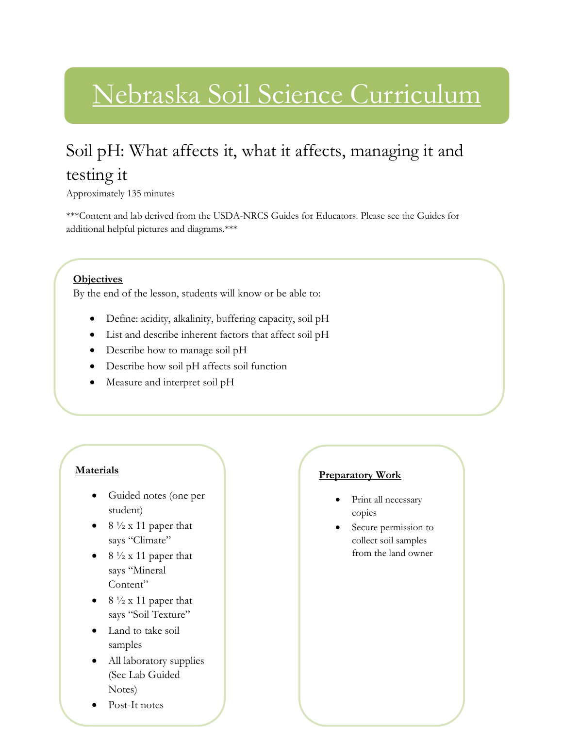# Nebraska Soil Science Curriculum

## Soil pH: What affects it, what it affects, managing it and testing it

Approximately 135 minutes

***Content and lab derived from the USDA-NRCS Guides for Educators. Please see the Guides for additional helpful pictures and diagrams.***

### Objectives

By the end of the lesson, students will know or be able to:

- Define: acidity, alkalinity, buffering capacity, soil pH
- List and describe inherent factors that affect soil pH
- Describe how to manage soil pH
- Describe how soil pH affects soil function
- Measure and interpret soil pH

### Materials

- Guided notes (one per student)
- 8 ½ x 11 paper that says "Climate"
- 8 ½ x 11 paper that says "Mineral Content"
- 8 ½ x 11 paper that says "Soil Texture"
- Land to take soil samples
- All laboratory supplies (See Lab Guided Notes)
- Post-It notes

### Preparatory Work

- Print all necessary copies
- Secure permission to collect soil samples from the land owner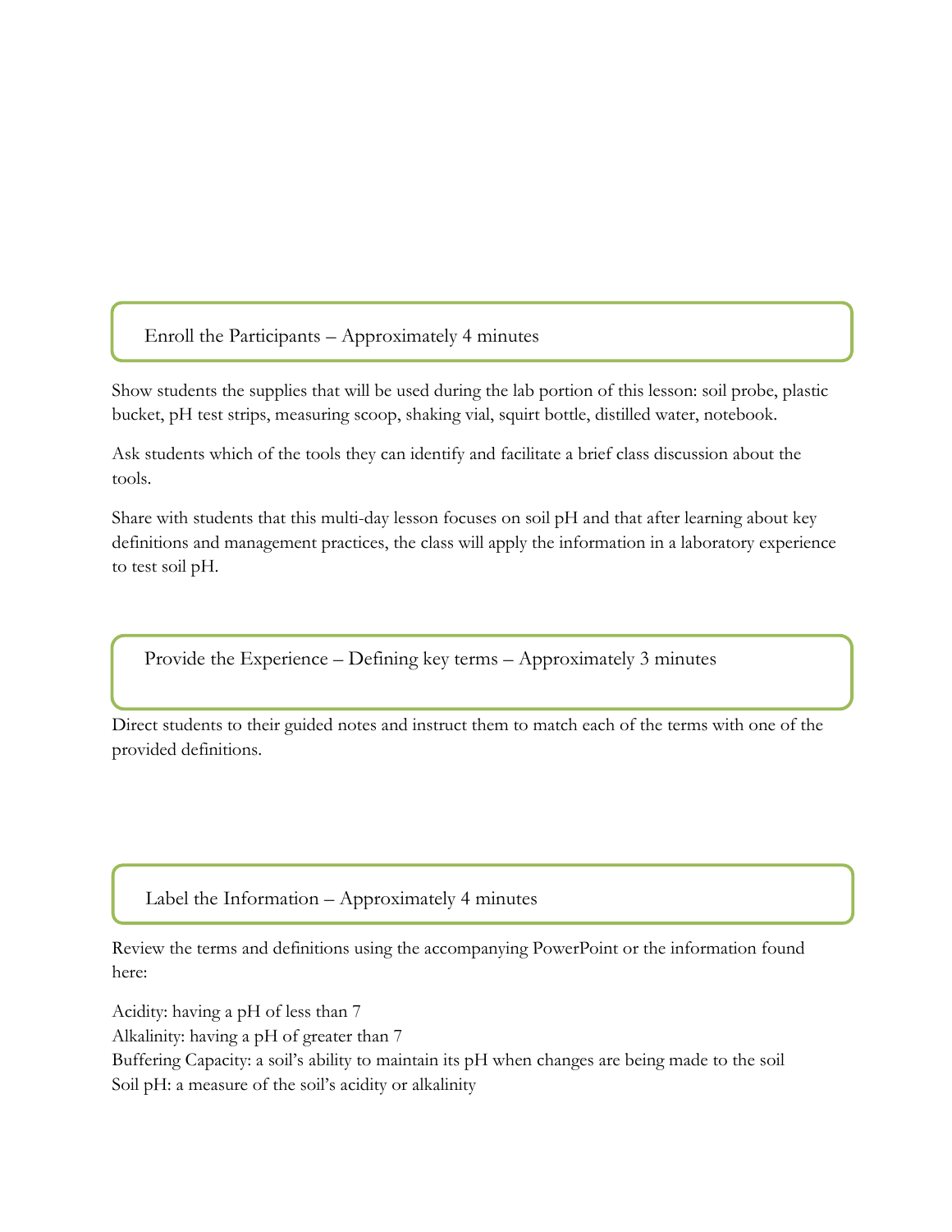## Enroll the Participants – Approximately 4 minutes

Show students the supplies that will be used during the lab portion of this lesson: soil probe, plastic bucket, pH test strips, measuring scoop, shaking vial, squirt bottle, distilled water, notebook.

Ask students which of the tools they can identify and facilitate a brief class discussion about the tools.

Share with students that this multi-day lesson focuses on soil pH and that after learning about key definitions and management practices, the class will apply the information in a laboratory experience to test soil pH.

## Provide the Experience – Defining key terms – Approximately 3 minutes

Direct students to their guided notes and instruct them to match each of the terms with one of the provided definitions.

## Label the Information – Approximately 4 minutes

Review the terms and definitions using the accompanying PowerPoint or the information found here:

Acidity: having a pH of less than 7
Alkalinity: having a pH of greater than 7
Buffering Capacity: a soil's ability to maintain its pH when changes are being made to the soil
Soil pH: a measure of the soil's acidity or alkalinity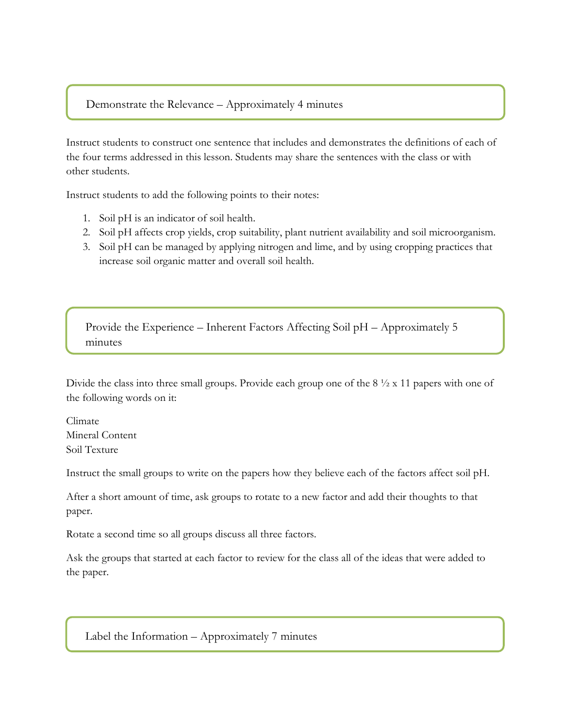## Demonstrate the Relevance – Approximately 4 minutes

Instruct students to construct one sentence that includes and demonstrates the definitions of each of the four terms addressed in this lesson. Students may share the sentences with the class or with other students.

Instruct students to add the following points to their notes:

1. Soil pH is an indicator of soil health.
2. Soil pH affects crop yields, crop suitability, plant nutrient availability and soil microorganism.
3. Soil pH can be managed by applying nitrogen and lime, and by using cropping practices that increase soil organic matter and overall soil health.

## Provide the Experience – Inherent Factors Affecting Soil pH – Approximately 5 minutes

Divide the class into three small groups. Provide each group one of the 8 ½ x 11 papers with one of the following words on it:

Climate
Mineral Content
Soil Texture

Instruct the small groups to write on the papers how they believe each of the factors affect soil pH.

After a short amount of time, ask groups to rotate to a new factor and add their thoughts to that paper.

Rotate a second time so all groups discuss all three factors.

Ask the groups that started at each factor to review for the class all of the ideas that were added to the paper.

## Label the Information – Approximately 7 minutes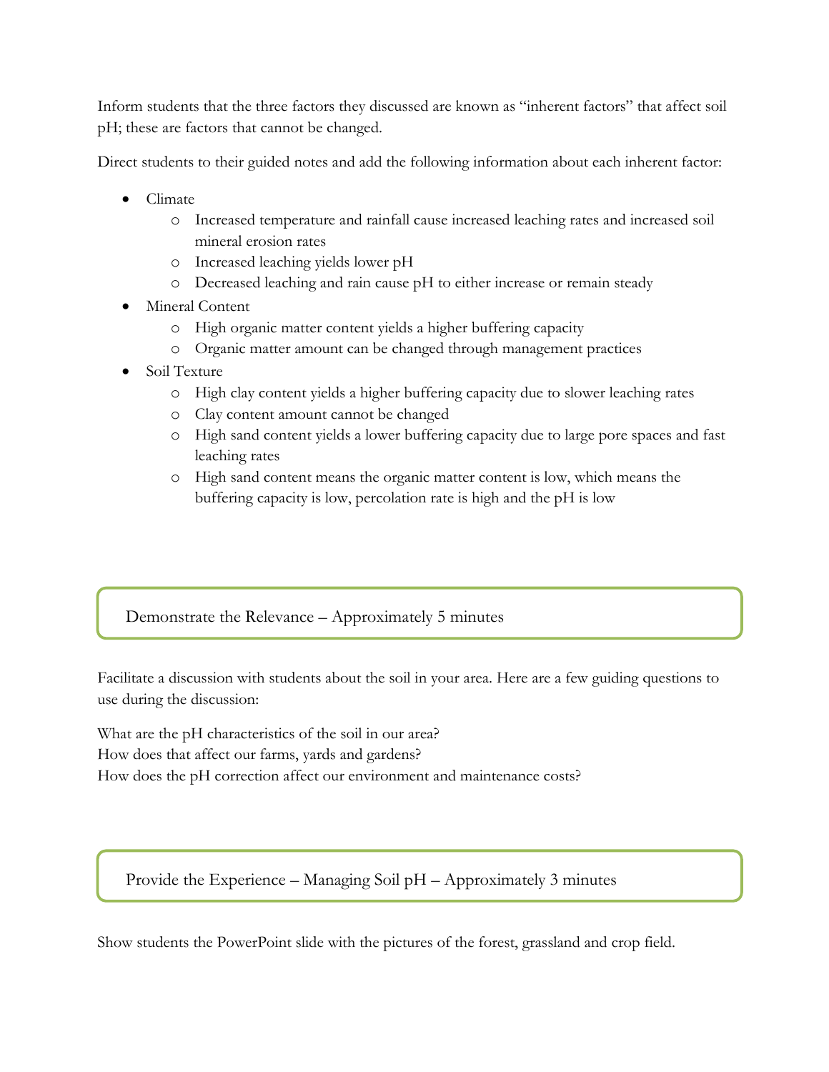Inform students that the three factors they discussed are known as “inherent factors” that affect soil pH; these are factors that cannot be changed.

Direct students to their guided notes and add the following information about each inherent factor:

- Climate
  - Increased temperature and rainfall cause increased leaching rates and increased soil mineral erosion rates
  - Increased leaching yields lower pH
  - Decreased leaching and rain cause pH to either increase or remain steady
- Mineral Content
  - High organic matter content yields a higher buffering capacity
  - Organic matter amount can be changed through management practices
- Soil Texture
  - High clay content yields a higher buffering capacity due to slower leaching rates
  - Clay content amount cannot be changed
  - High sand content yields a lower buffering capacity due to large pore spaces and fast leaching rates
  - High sand content means the organic matter content is low, which means the buffering capacity is low, percolation rate is high and the pH is low

## Demonstrate the Relevance – Approximately 5 minutes

Facilitate a discussion with students about the soil in your area. Here are a few guiding questions to use during the discussion:

What are the pH characteristics of the soil in our area?
How does that affect our farms, yards and gardens?
How does the pH correction affect our environment and maintenance costs?

## Provide the Experience – Managing Soil pH – Approximately 3 minutes

Show students the PowerPoint slide with the pictures of the forest, grassland and crop field.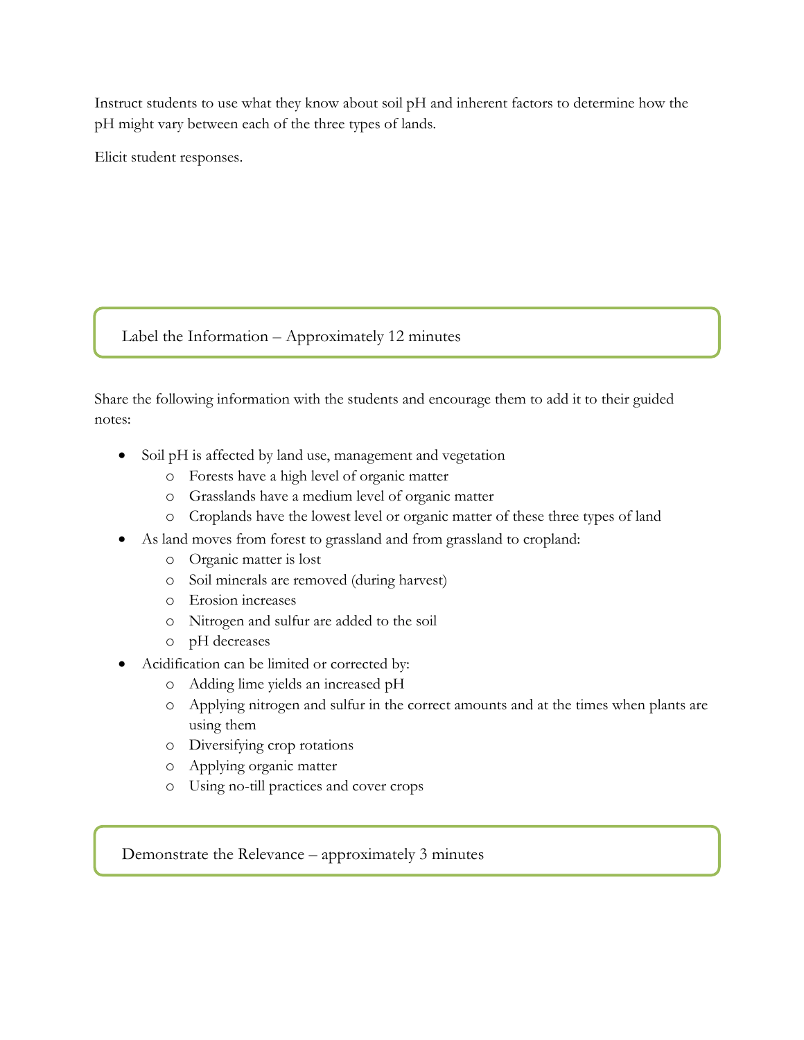Instruct students to use what they know about soil pH and inherent factors to determine how the pH might vary between each of the three types of lands.

Elicit student responses.

## Label the Information – Approximately 12 minutes

Share the following information with the students and encourage them to add it to their guided notes:

- Soil pH is affected by land use, management and vegetation
  - Forests have a high level of organic matter
  - Grasslands have a medium level of organic matter
  - Croplands have the lowest level or organic matter of these three types of land
- As land moves from forest to grassland and from grassland to cropland:
  - Organic matter is lost
  - Soil minerals are removed (during harvest)
  - Erosion increases
  - Nitrogen and sulfur are added to the soil
  - pH decreases
- Acidification can be limited or corrected by:
  - Adding lime yields an increased pH
  - Applying nitrogen and sulfur in the correct amounts and at the times when plants are using them
  - Diversifying crop rotations
  - Applying organic matter
  - Using no-till practices and cover crops

## Demonstrate the Relevance – approximately 3 minutes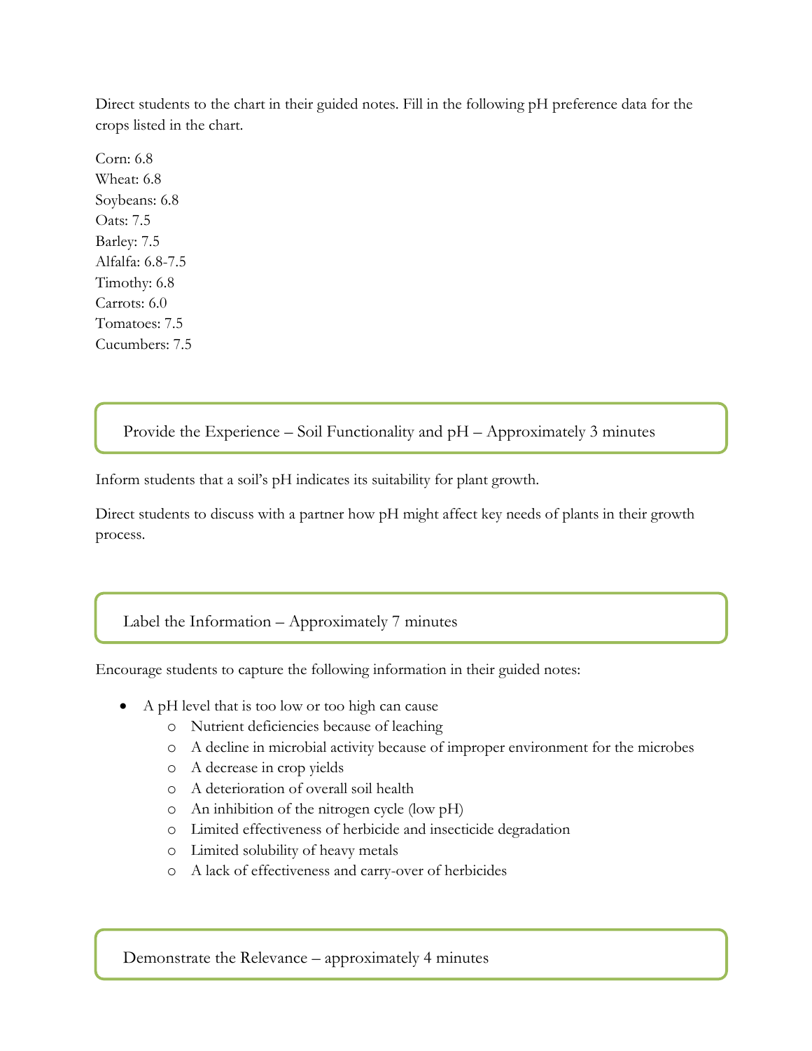Direct students to the chart in their guided notes. Fill in the following pH preference data for the crops listed in the chart.

Corn: 6.8
Wheat: 6.8
Soybeans: 6.8
Oats: 7.5
Barley: 7.5
Alfalfa: 6.8-7.5
Timothy: 6.8
Carrots: 6.0
Tomatoes: 7.5
Cucumbers: 7.5

## Provide the Experience – Soil Functionality and pH – Approximately 3 minutes

Inform students that a soil's pH indicates its suitability for plant growth.

Direct students to discuss with a partner how pH might affect key needs of plants in their growth process.

## Label the Information – Approximately 7 minutes

Encourage students to capture the following information in their guided notes:

- A pH level that is too low or too high can cause
  - Nutrient deficiencies because of leaching
  - A decline in microbial activity because of improper environment for the microbes
  - A decrease in crop yields
  - A deterioration of overall soil health
  - An inhibition of the nitrogen cycle (low pH)
  - Limited effectiveness of herbicide and insecticide degradation
  - Limited solubility of heavy metals
  - A lack of effectiveness and carry-over of herbicides

## Demonstrate the Relevance – approximately 4 minutes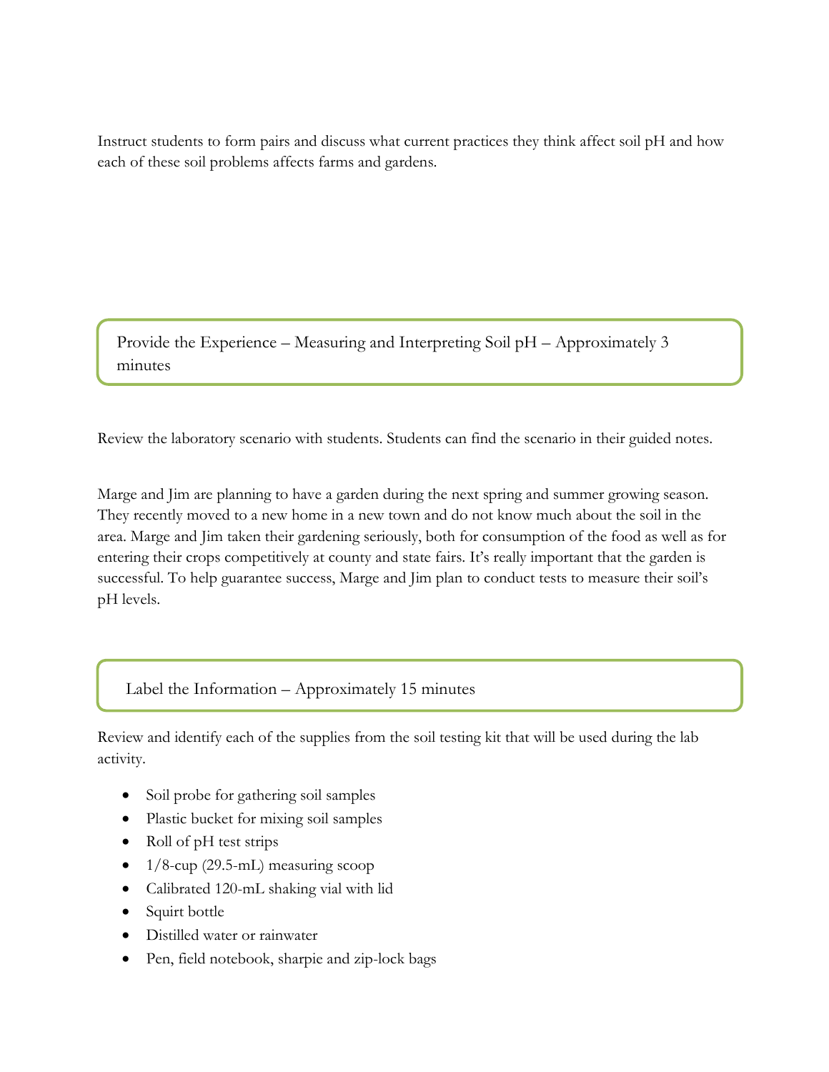Instruct students to form pairs and discuss what current practices they think affect soil pH and how each of these soil problems affects farms and gardens.

## Provide the Experience – Measuring and Interpreting Soil pH – Approximately 3 minutes

Review the laboratory scenario with students. Students can find the scenario in their guided notes.

Marge and Jim are planning to have a garden during the next spring and summer growing season. They recently moved to a new home in a new town and do not know much about the soil in the area. Marge and Jim taken their gardening seriously, both for consumption of the food as well as for entering their crops competitively at county and state fairs. It's really important that the garden is successful. To help guarantee success, Marge and Jim plan to conduct tests to measure their soil's pH levels.

## Label the Information – Approximately 15 minutes

Review and identify each of the supplies from the soil testing kit that will be used during the lab activity.

- Soil probe for gathering soil samples
- Plastic bucket for mixing soil samples
- Roll of pH test strips
- 1/8-cup (29.5-mL) measuring scoop
- Calibrated 120-mL shaking vial with lid
- Squirt bottle
- Distilled water or rainwater
- Pen, field notebook, sharpie and zip-lock bags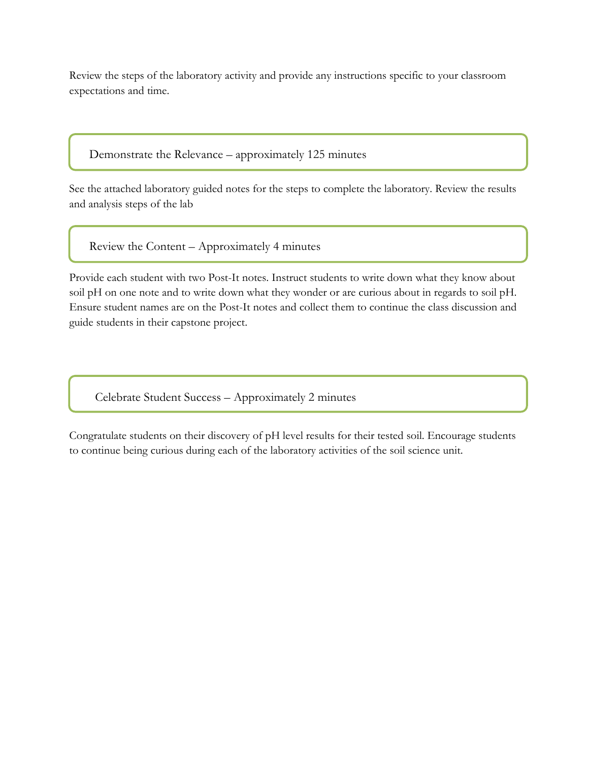Review the steps of the laboratory activity and provide any instructions specific to your classroom expectations and time.

## Demonstrate the Relevance – approximately 125 minutes

See the attached laboratory guided notes for the steps to complete the laboratory. Review the results and analysis steps of the lab

## Review the Content – Approximately 4 minutes

Provide each student with two Post-It notes. Instruct students to write down what they know about soil pH on one note and to write down what they wonder or are curious about in regards to soil pH. Ensure student names are on the Post-It notes and collect them to continue the class discussion and guide students in their capstone project.

## Celebrate Student Success – Approximately 2 minutes

Congratulate students on their discovery of pH level results for their tested soil. Encourage students to continue being curious during each of the laboratory activities of the soil science unit.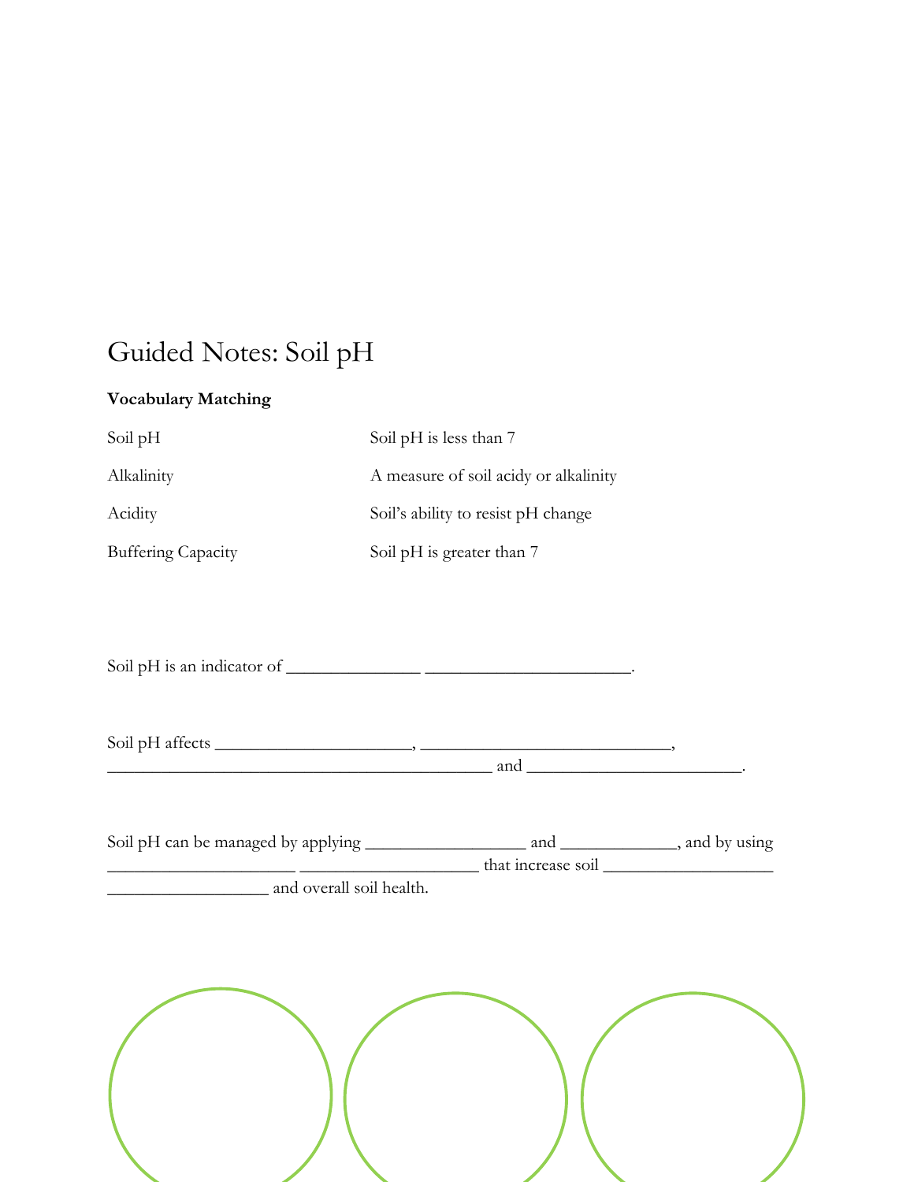# Guided Notes: Soil pH

**Vocabulary Matching**

| | |
|---|---|
| Soil pH | Soil pH is less than 7 |
| Alkalinity | A measure of soil acidy or alkalinity |
| Acidity | Soil's ability to resist pH change |
| Buffering Capacity | Soil pH is greater than 7 |

Soil pH is an indicator of _______________ ______________________.

Soil pH affects ______________________, ____________________________, _____________________________________________ and ________________________.

Soil pH can be managed by applying __________________ and _____________, and by using _____________________ ____________________ that increase soil ___________________ __________________ and overall soil health.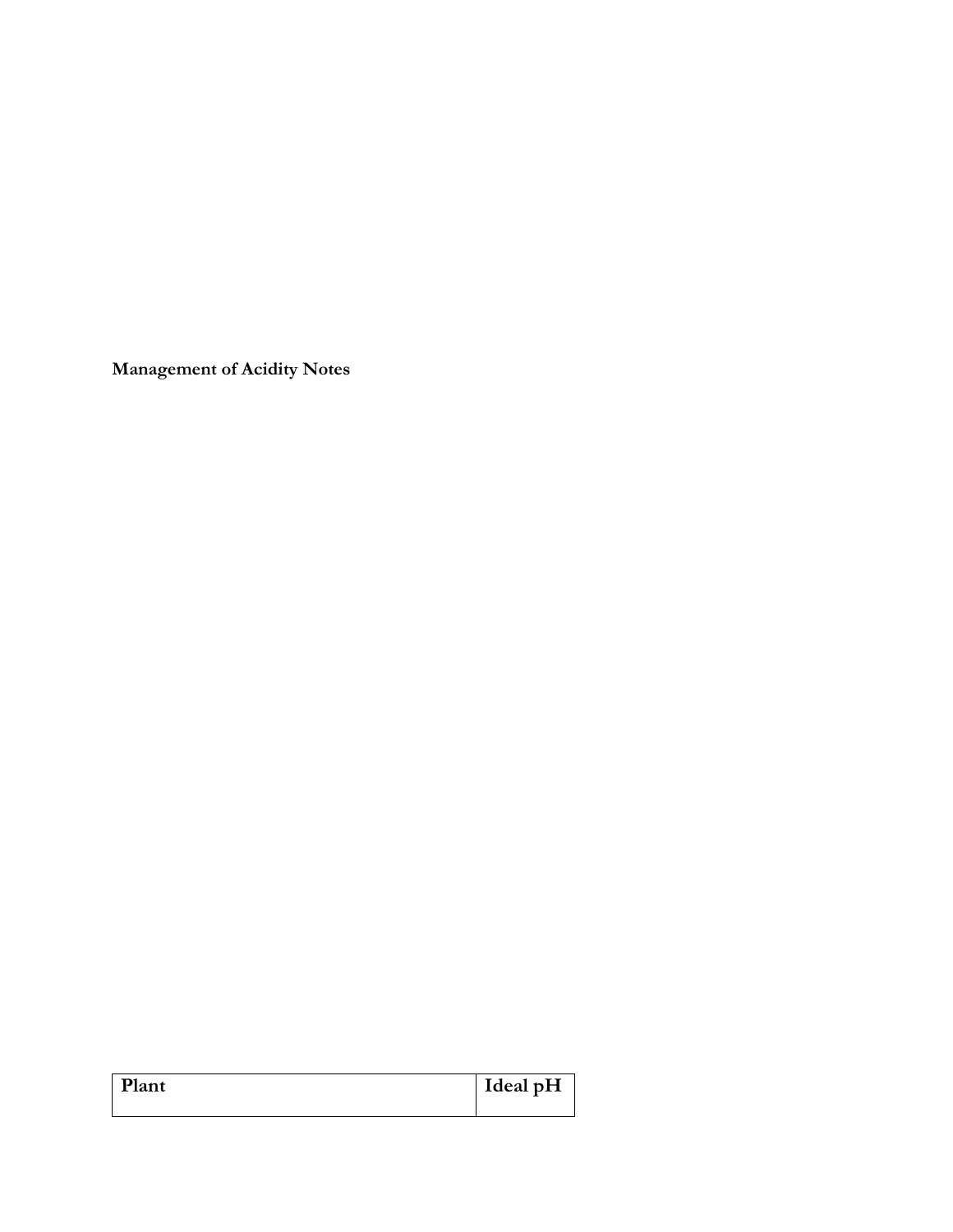**Management of Acidity Notes**

| Plant | Ideal pH |
| --- | --- |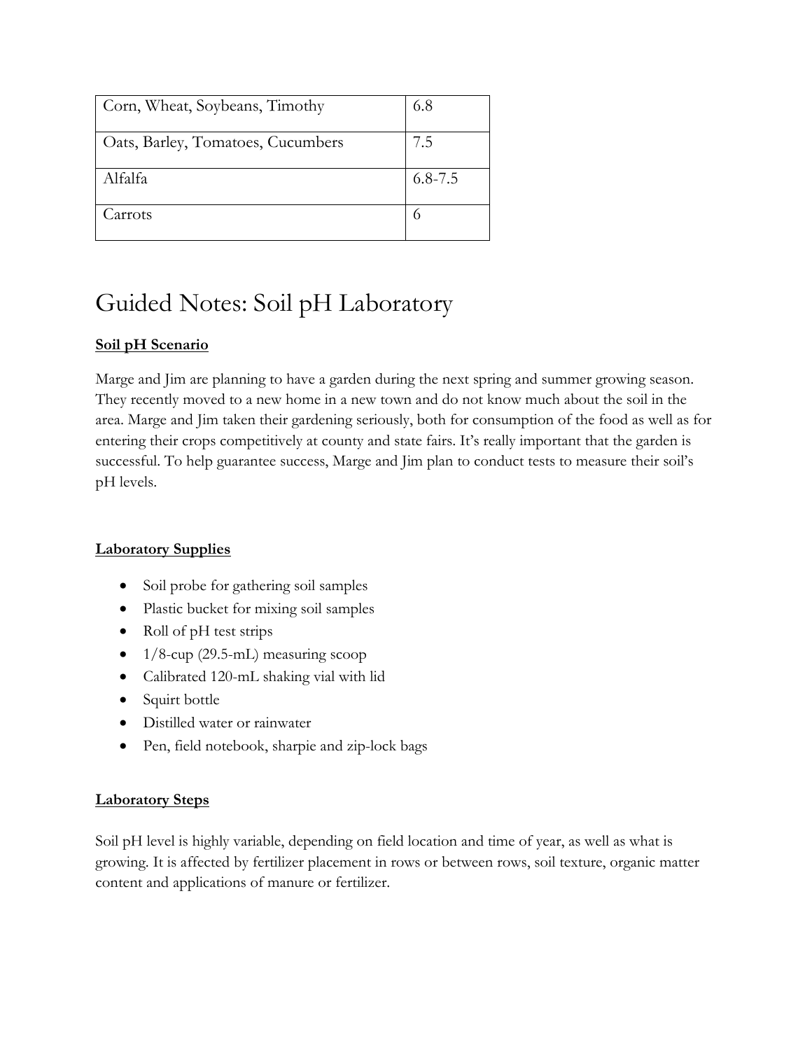| Corn, Wheat, Soybeans, Timothy | 6.8 |
| --- | --- |
| Oats, Barley, Tomatoes, Cucumbers | 7.5 |
| Alfalfa | 6.8-7.5 |
| Carrots | 6 |

# Guided Notes: Soil pH Laboratory

**Soil pH Scenario**

Marge and Jim are planning to have a garden during the next spring and summer growing season. They recently moved to a new home in a new town and do not know much about the soil in the area. Marge and Jim taken their gardening seriously, both for consumption of the food as well as for entering their crops competitively at county and state fairs. It's really important that the garden is successful. To help guarantee success, Marge and Jim plan to conduct tests to measure their soil's pH levels.

**Laboratory Supplies**

- Soil probe for gathering soil samples
- Plastic bucket for mixing soil samples
- Roll of pH test strips
- 1/8-cup (29.5-mL) measuring scoop
- Calibrated 120-mL shaking vial with lid
- Squirt bottle
- Distilled water or rainwater
- Pen, field notebook, sharpie and zip-lock bags

**Laboratory Steps**

Soil pH level is highly variable, depending on field location and time of year, as well as what is growing. It is affected by fertilizer placement in rows or between rows, soil texture, organic matter content and applications of manure or fertilizer.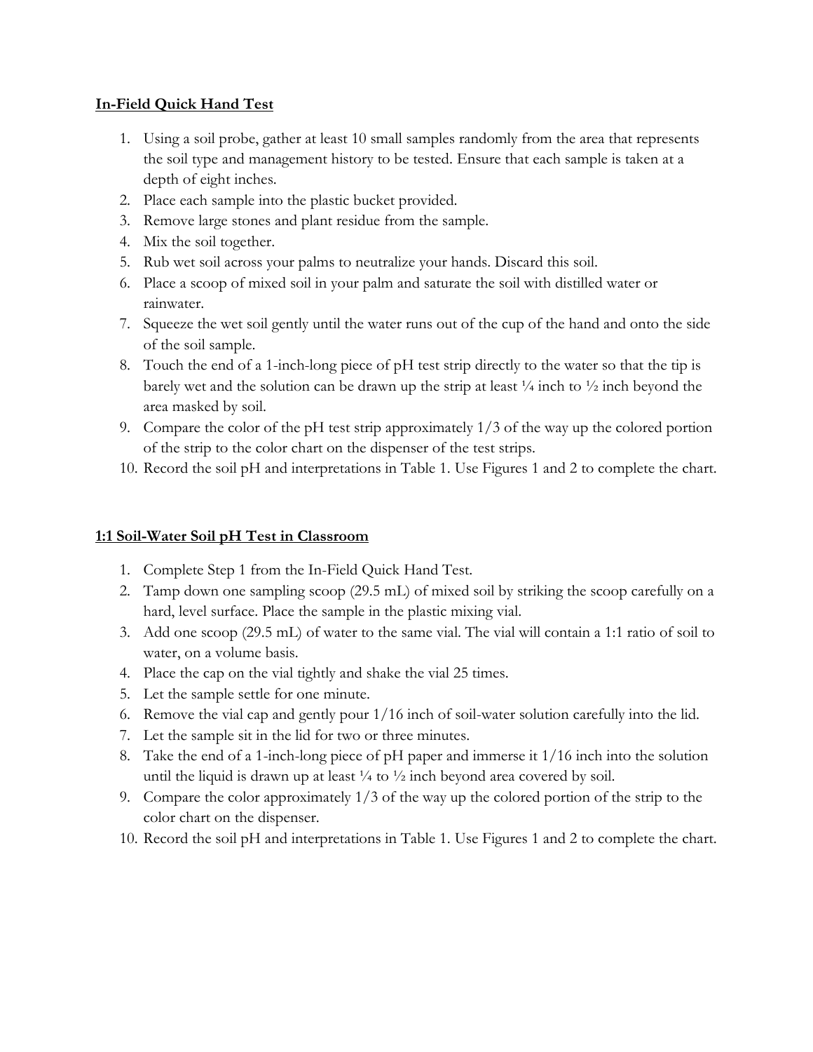**In-Field Quick Hand Test**

1. Using a soil probe, gather at least 10 small samples randomly from the area that represents the soil type and management history to be tested. Ensure that each sample is taken at a depth of eight inches.
2. Place each sample into the plastic bucket provided.
3. Remove large stones and plant residue from the sample.
4. Mix the soil together.
5. Rub wet soil across your palms to neutralize your hands. Discard this soil.
6. Place a scoop of mixed soil in your palm and saturate the soil with distilled water or rainwater.
7. Squeeze the wet soil gently until the water runs out of the cup of the hand and onto the side of the soil sample.
8. Touch the end of a 1-inch-long piece of pH test strip directly to the water so that the tip is barely wet and the solution can be drawn up the strip at least ¼ inch to ½ inch beyond the area masked by soil.
9. Compare the color of the pH test strip approximately 1/3 of the way up the colored portion of the strip to the color chart on the dispenser of the test strips.
10. Record the soil pH and interpretations in Table 1. Use Figures 1 and 2 to complete the chart.

**1:1 Soil-Water Soil pH Test in Classroom**

1. Complete Step 1 from the In-Field Quick Hand Test.
2. Tamp down one sampling scoop (29.5 mL) of mixed soil by striking the scoop carefully on a hard, level surface. Place the sample in the plastic mixing vial.
3. Add one scoop (29.5 mL) of water to the same vial. The vial will contain a 1:1 ratio of soil to water, on a volume basis.
4. Place the cap on the vial tightly and shake the vial 25 times.
5. Let the sample settle for one minute.
6. Remove the vial cap and gently pour 1/16 inch of soil-water solution carefully into the lid.
7. Let the sample sit in the lid for two or three minutes.
8. Take the end of a 1-inch-long piece of pH paper and immerse it 1/16 inch into the solution until the liquid is drawn up at least ¼ to ½ inch beyond area covered by soil.
9. Compare the color approximately 1/3 of the way up the colored portion of the strip to the color chart on the dispenser.
10. Record the soil pH and interpretations in Table 1. Use Figures 1 and 2 to complete the chart.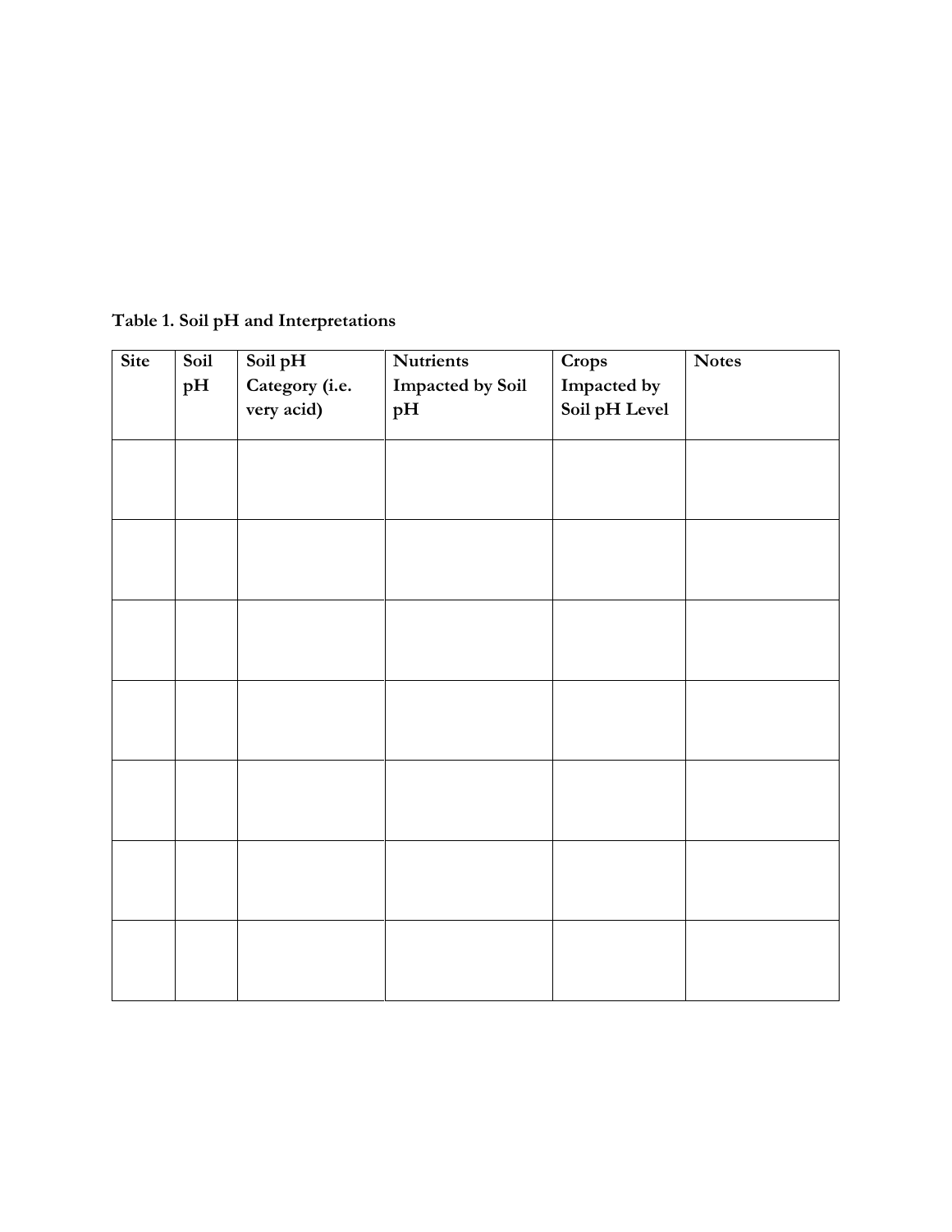**Table 1. Soil pH and Interpretations**

| Site | Soil pH | Soil pH Category (i.e. very acid) | Nutrients Impacted by Soil pH | Crops Impacted by Soil pH Level | Notes |
|---|---|---|---|---|---|
| | | | | | |
| | | | | | |
| | | | | | |
| | | | | | |
| | | | | | |
| | | | | | |
| | | | | | |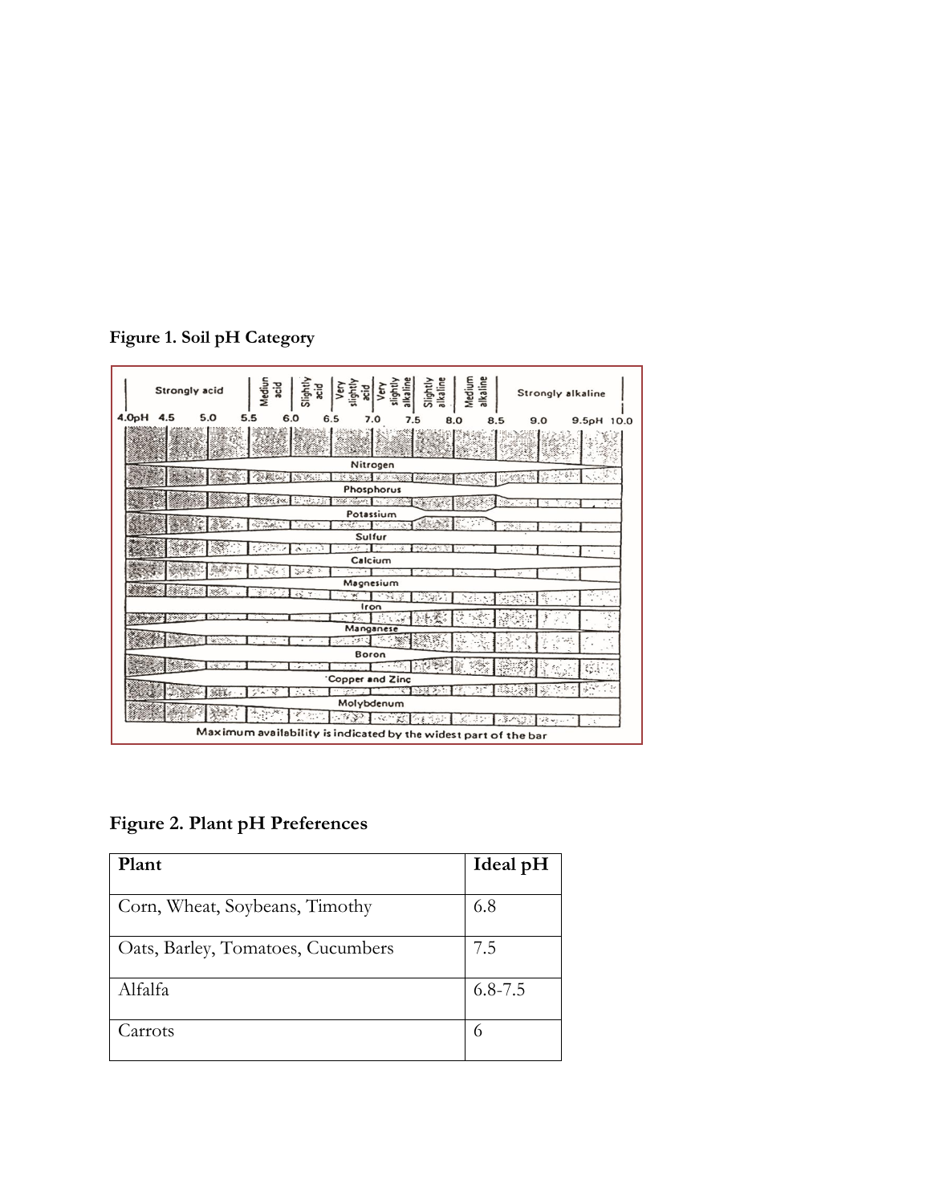**Figure 1. Soil pH Category**

**Figure 2. Plant pH Preferences**

| Plant | Ideal pH |
|---|---|
| Corn, Wheat, Soybeans, Timothy | 6.8 |
| Oats, Barley, Tomatoes, Cucumbers | 7.5 |
| Alfalfa | 6.8-7.5 |
| Carrots | 6 |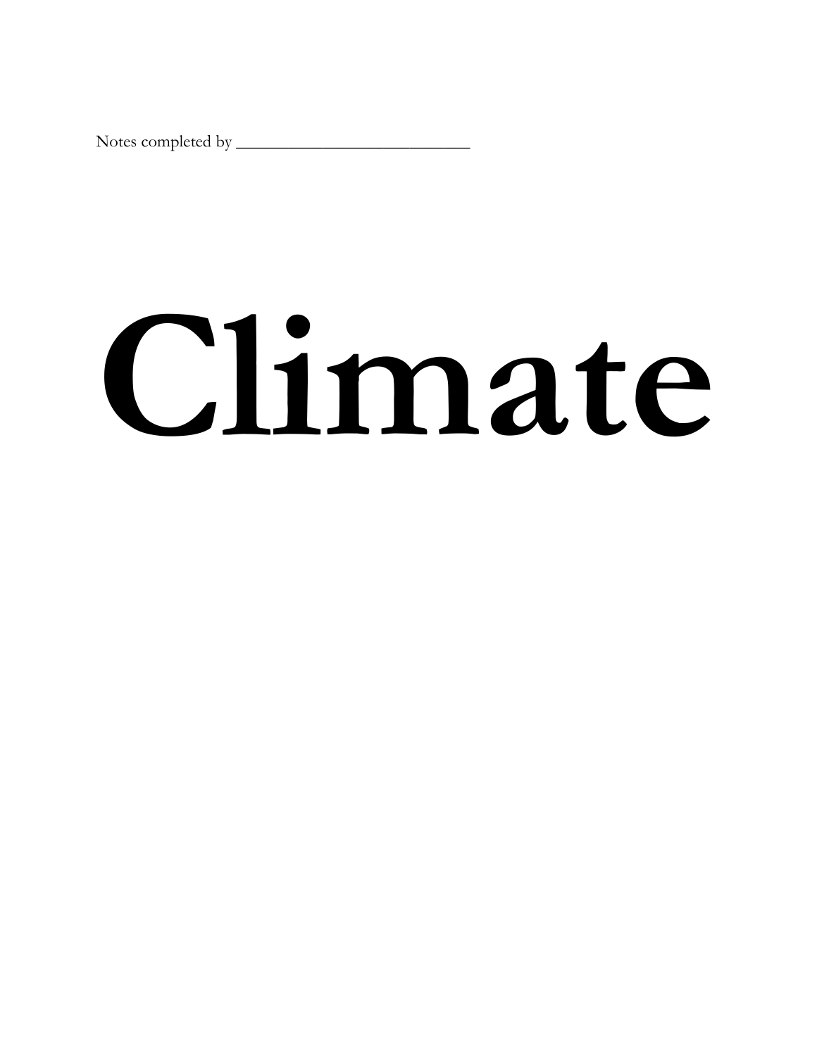Notes completed by ___________________________

# Climate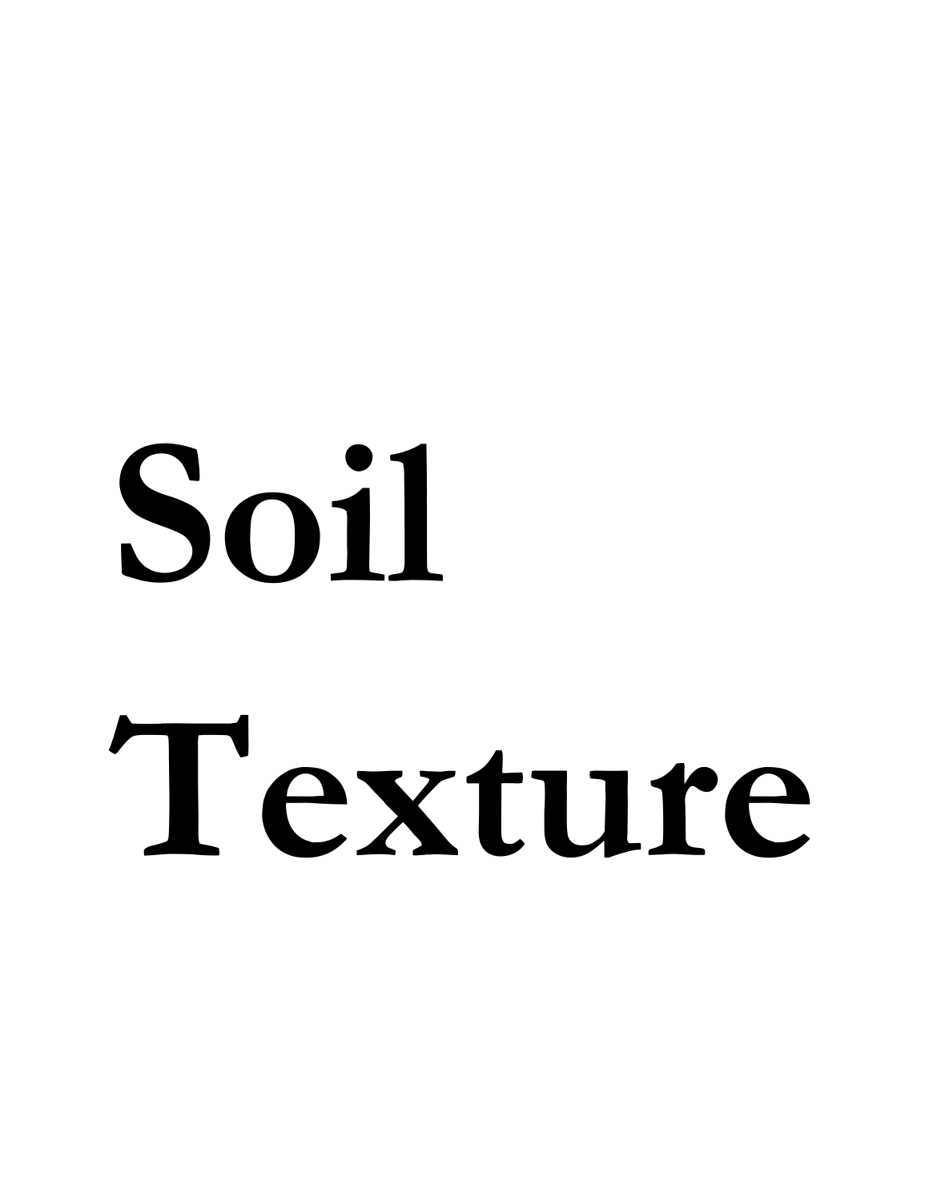# Soil Texture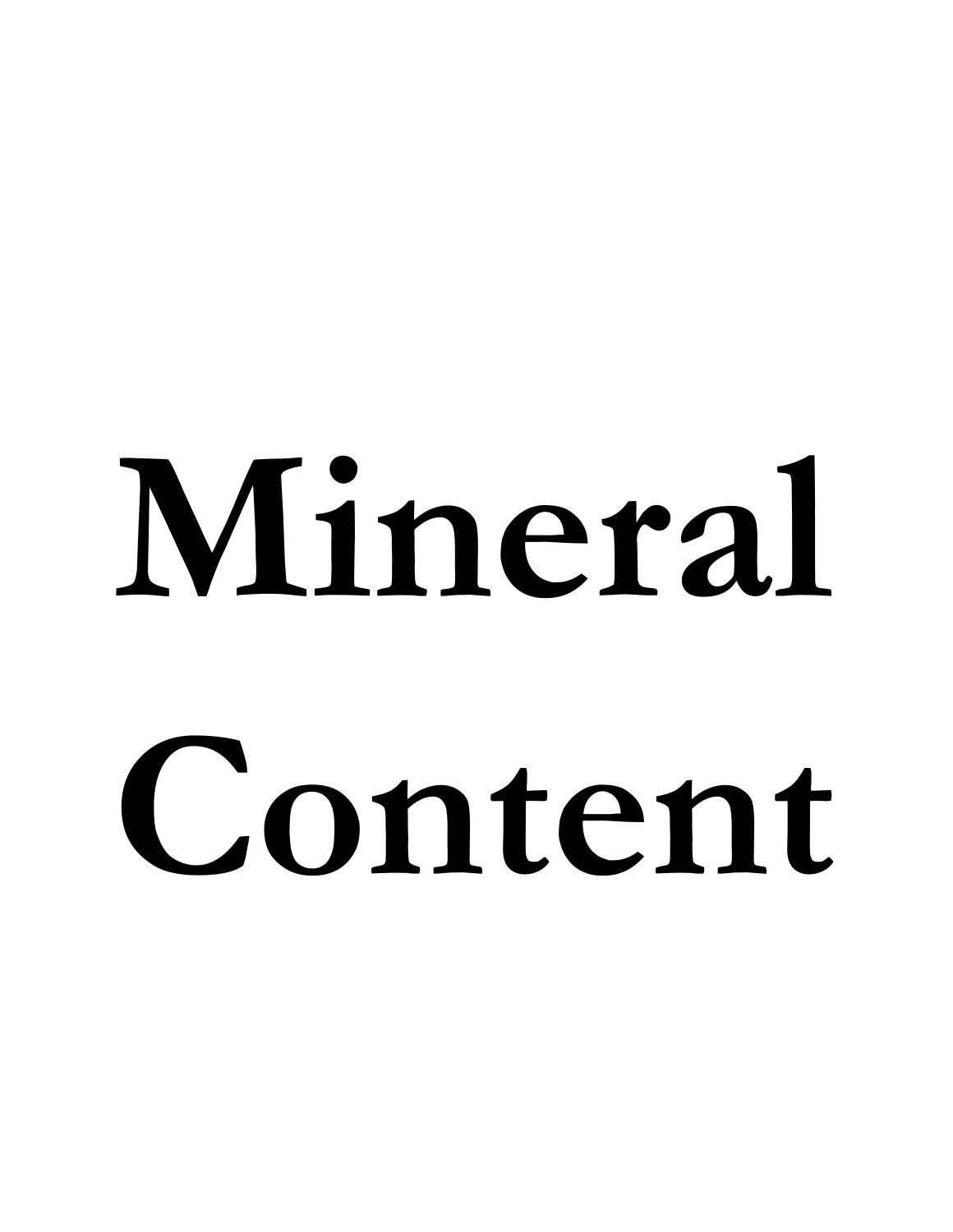# Mineral Content